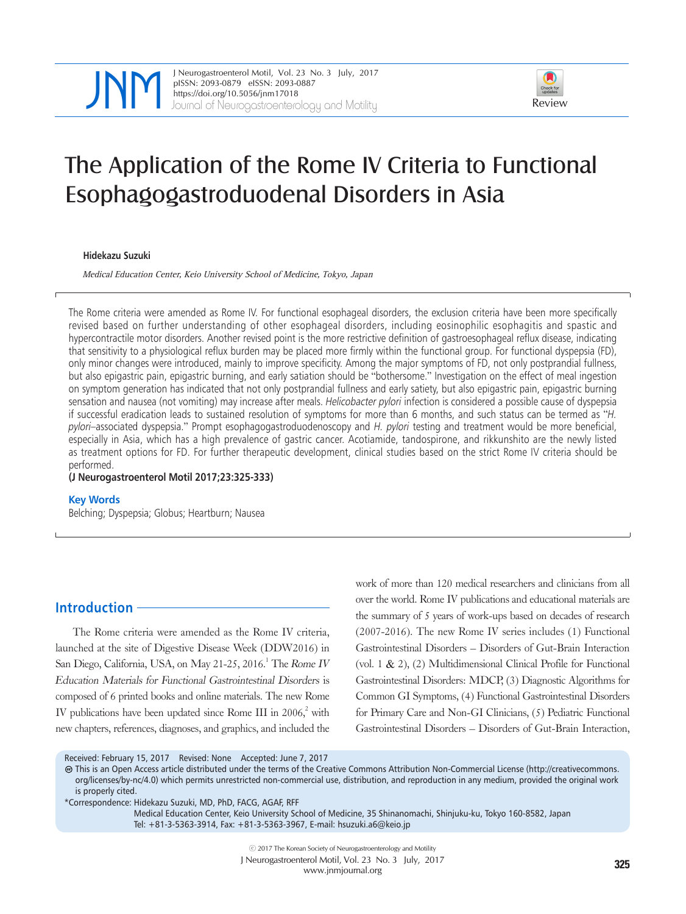Review

# The Application of the Rome IV Criteria to Functional Esophagogastroduodenal Disorders in Asia

**Hidekazu Suzuki**

*Medical Education Center, Keio University School of Medicine, Tokyo, Japan*

The Rome criteria were amended as Rome IV. For functional esophageal disorders, the exclusion criteria have been more specifically revised based on further understanding of other esophageal disorders, including eosinophilic esophagitis and spastic and hypercontractile motor disorders. Another revised point is the more restrictive definition of gastroesophageal reflux disease, indicating that sensitivity to a physiological reflux burden may be placed more firmly within the functional group. For functional dyspepsia (FD), only minor changes were introduced, mainly to improve specificity. Among the major symptoms of FD, not only postprandial fullness, but also epigastric pain, epigastric burning, and early satiation should be "bothersome." Investigation on the effect of meal ingestion on symptom generation has indicated that not only postprandial fullness and early satiety, but also epigastric pain, epigastric burning sensation and nausea (not vomiting) may increase after meals. *Helicobacter pylori* infection is considered a possible cause of dyspepsia if successful eradication leads to sustained resolution of symptoms for more than 6 months, and such status can be termed as "*H. pylori*–associated dyspepsia." Prompt esophagogastroduodenoscopy and *H. pylori* testing and treatment would be more beneficial, especially in Asia, which has a high prevalence of gastric cancer. Acotiamide, tandospirone, and rikkunshito are the newly listed as treatment options for FD. For further therapeutic development, clinical studies based on the strict Rome IV criteria should be performed.

**(J Neurogastroenterol Motil 2017;23:325-333)**

**Key Words**

Belching; Dyspepsia; Globus; Heartburn; Nausea

## Introduction

The Rome criteria were amended as the Rome IV criteria, launched at the site of Digestive Disease Week (DDW2016) in San Diego, California, USA, on May 21-25, 2016.[1] The *Rome IV Education Materials for Functional Gastrointestinal Disorders* is composed of 6 printed books and online materials. The new Rome IV publications have been updated since Rome III in 2006,[2] with new chapters, references, diagnoses, and graphics, and included the work of more than 120 medical researchers and clinicians from all over the world. Rome IV publications and educational materials are the summary of 5 years of work-ups based on decades of research (2007-2016). The new Rome IV series includes (1) Functional Gastrointestinal Disorders – Disorders of Gut-Brain Interaction (vol. 1 & 2), (2) Multidimensional Clinical Profile for Functional Gastrointestinal Disorders: MDCP, (3) Diagnostic Algorithms for Common GI Symptoms, (4) Functional Gastrointestinal Disorders for Primary Care and Non-GI Clinicians, (5) Pediatric Functional Gastrointestinal Disorders – Disorders of Gut-Brain Interaction,

Received: February 15, 2017 Revised: None Accepted: June 7, 2017

This is an Open Access article distributed under the terms of the Creative Commons Attribution Non-Commercial License (http://creativecommons.org/licenses/by-nc/4.0) which permits unrestricted non-commercial use, distribution, and reproduction in any medium, provided the original work is properly cited.

*Correspondence: Hidekazu Suzuki, MD, PhD, FACG, AGAF, RFF
Medical Education Center, Keio University School of Medicine, 35 Shinanomachi, Shinjuku-ku, Tokyo 160-8582, Japan
Tel: +81-3-5363-3914, Fax: +81-3-5363-3967, E-mail: hsuzuki.a6@keio.jp

© 2017 The Korean Society of Neurogastroenterology and Motility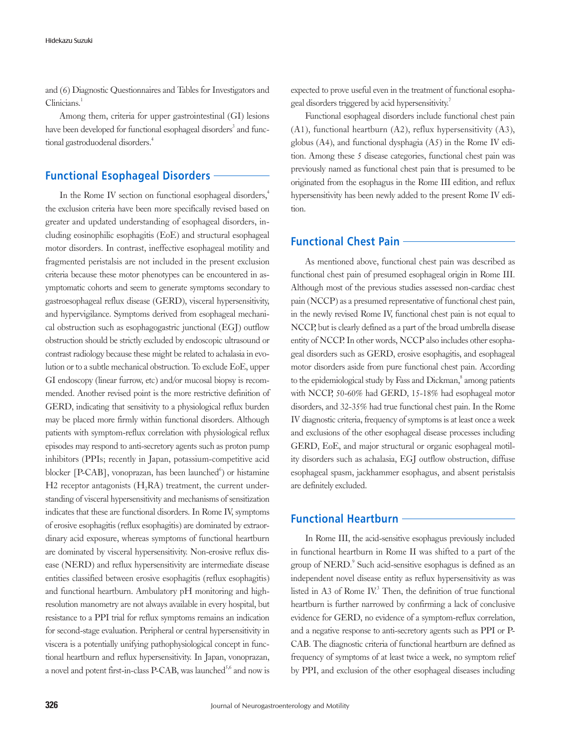and (6) Diagnostic Questionnaires and Tables for Investigators and Clinicians.[1]

Among them, criteria for upper gastrointestinal (GI) lesions have been developed for functional esophageal disorders[3] and functional gastroduodenal disorders.[4]

## Functional Esophageal Disorders

In the Rome IV section on functional esophageal disorders,[4] the exclusion criteria have been more specifically revised based on greater and updated understanding of esophageal disorders, including eosinophilic esophagitis (EoE) and structural esophageal motor disorders. In contrast, ineffective esophageal motility and fragmented peristalsis are not included in the present exclusion criteria because these motor phenotypes can be encountered in asymptomatic cohorts and seem to generate symptoms secondary to gastroesophageal reflux disease (GERD), visceral hypersensitivity, and hypervigilance. Symptoms derived from esophageal mechanical obstruction such as esophagogastric junctional (EGJ) outflow obstruction should be strictly excluded by endoscopic ultrasound or contrast radiology because these might be related to achalasia in evolution or to a subtle mechanical obstruction. To exclude EoE, upper GI endoscopy (linear furrow, etc) and/or mucosal biopsy is recommended. Another revised point is the more restrictive definition of GERD, indicating that sensitivity to a physiological reflux burden may be placed more firmly within functional disorders. Although patients with symptom-reflux correlation with physiological reflux episodes may respond to anti-secretory agents such as proton pump inhibitors (PPIs; recently in Japan, potassium-competitive acid blocker [P-CAB], vonoprazan, has been launched[6]) or histamine H2 receptor antagonists ($H_2RA$) treatment, the current understanding of visceral hypersensitivity and mechanisms of sensitization indicates that these are functional disorders. In Rome IV, symptoms of erosive esophagitis (reflux esophagitis) are dominated by extraordinary acid exposure, whereas symptoms of functional heartburn are dominated by visceral hypersensitivity. Non-erosive reflux disease (NERD) and reflux hypersensitivity are intermediate disease entities classified between erosive esophagitis (reflux esophagitis) and functional heartburn. Ambulatory pH monitoring and high-resolution manometry are not always available in every hospital, but resistance to a PPI trial for reflux symptoms remains an indication for second-stage evaluation. Peripheral or central hypersensitivity in viscera is a potentially unifying pathophysiological concept in functional heartburn and reflux hypersensitivity. In Japan, vonoprazan, a novel and potent first-in-class P-CAB, was launched[5,6] and now is expected to prove useful even in the treatment of functional esophageal disorders triggered by acid hypersensitivity.[7]

Functional esophageal disorders include functional chest pain (A1), functional heartburn (A2), reflux hypersensitivity (A3), globus (A4), and functional dysphagia (A5) in the Rome IV edition. Among these 5 disease categories, functional chest pain was previously named as functional chest pain that is presumed to be originated from the esophagus in the Rome III edition, and reflux hypersensitivity has been newly added to the present Rome IV edition.

## Functional Chest Pain

As mentioned above, functional chest pain was described as functional chest pain of presumed esophageal origin in Rome III. Although most of the previous studies assessed non-cardiac chest pain (NCCP) as a presumed representative of functional chest pain, in the newly revised Rome IV, functional chest pain is not equal to NCCP, but is clearly defined as a part of the broad umbrella disease entity of NCCP. In other words, NCCP also includes other esophageal disorders such as GERD, erosive esophagitis, and esophageal motor disorders aside from pure functional chest pain. According to the epidemiological study by Fass and Dickman,[8] among patients with NCCP, 50-60% had GERD, 15-18% had esophageal motor disorders, and 32-35% had true functional chest pain. In the Rome IV diagnostic criteria, frequency of symptoms is at least once a week and exclusions of the other esophageal disease processes including GERD, EoE, and major structural or organic esophageal motility disorders such as achalasia, EGJ outflow obstruction, diffuse esophageal spasm, jackhammer esophagus, and absent peristalsis are definitely excluded.

## Functional Heartburn

In Rome III, the acid-sensitive esophagus previously included in functional heartburn in Rome II was shifted to a part of the group of NERD.[9] Such acid-sensitive esophagus is defined as an independent novel disease entity as reflux hypersensitivity as was listed in A3 of Rome IV.[3] Then, the definition of true functional heartburn is further narrowed by confirming a lack of conclusive evidence for GERD, no evidence of a symptom-reflux correlation, and a negative response to anti-secretory agents such as PPI or P-CAB. The diagnostic criteria of functional heartburn are defined as frequency of symptoms of at least twice a week, no symptom relief by PPI, and exclusion of the other esophageal diseases including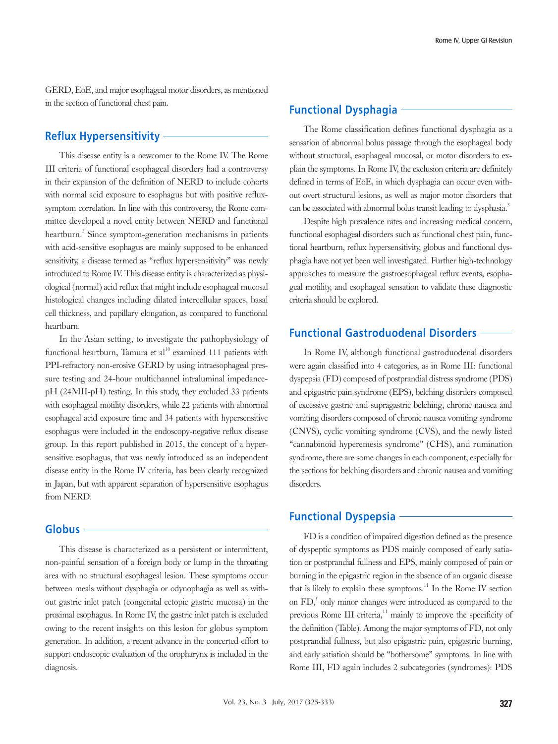GERD, EoE, and major esophageal motor disorders, as mentioned in the section of functional chest pain.

## Reflux Hypersensitivity

This disease entity is a newcomer to the Rome IV. The Rome III criteria of functional esophageal disorders had a controversy in their expansion of the definition of NERD to include cohorts with normal acid exposure to esophagus but with positive reflux-symptom correlation. In line with this controversy, the Rome committee developed a novel entity between NERD and functional heartburn.[3] Since symptom-generation mechanisms in patients with acid-sensitive esophagus are mainly supposed to be enhanced sensitivity, a disease termed as "reflux hypersensitivity" was newly introduced to Rome IV. This disease entity is characterized as physiological (normal) acid reflux that might include esophageal mucosal histological changes including dilated intercellular spaces, basal cell thickness, and papillary elongation, as compared to functional heartburn.

In the Asian setting, to investigate the pathophysiology of functional heartburn, Tamura et al[10] examined 111 patients with PPI-refractory non-erosive GERD by using intraesophageal pressure testing and 24-hour multichannel intraluminal impedance-pH (24MII-pH) testing. In this study, they excluded 33 patients with esophageal motility disorders, while 22 patients with abnormal esophageal acid exposure time and 34 patients with hypersensitive esophagus were included in the endoscopy-negative reflux disease group. In this report published in 2015, the concept of a hypersensitive esophagus, that was newly introduced as an independent disease entity in the Rome IV criteria, has been clearly recognized in Japan, but with apparent separation of hypersensitive esophagus from NERD.

## Globus

This disease is characterized as a persistent or intermittent, non-painful sensation of a foreign body or lump in the throating area with no structural esophageal lesion. These symptoms occur between meals without dysphagia or odynophagia as well as without gastric inlet patch (congenital ectopic gastric mucosa) in the proximal esophagus. In Rome IV, the gastric inlet patch is excluded owing to the recent insights on this lesion for globus symptom generation. In addition, a recent advance in the concerted effort to support endoscopic evaluation of the oropharynx is included in the diagnosis.

## Functional Dysphagia

The Rome classification defines functional dysphagia as a sensation of abnormal bolus passage through the esophageal body without structural, esophageal mucosal, or motor disorders to explain the symptoms. In Rome IV, the exclusion criteria are definitely defined in terms of EoE, in which dysphagia can occur even without overt structural lesions, as well as major motor disorders that can be associated with abnormal bolus transit leading to dysphasia.[3]

Despite high prevalence rates and increasing medical concern, functional esophageal disorders such as functional chest pain, functional heartburn, reflux hypersensitivity, globus and functional dysphagia have not yet been well investigated. Further high-technology approaches to measure the gastroesophageal reflux events, esophageal motility, and esophageal sensation to validate these diagnostic criteria should be explored.

## Functional Gastroduodenal Disorders

In Rome IV, although functional gastroduodenal disorders were again classified into 4 categories, as in Rome III: functional dyspepsia (FD) composed of postprandial distress syndrome (PDS) and epigastric pain syndrome (EPS), belching disorders composed of excessive gastric and supragastric belching, chronic nausea and vomiting disorders composed of chronic nausea vomiting syndrome (CNVS), cyclic vomiting syndrome (CVS), and the newly listed "cannabinoid hyperemesis syndrome" (CHS), and rumination syndrome, there are some changes in each component, especially for the sections for belching disorders and chronic nausea and vomiting disorders.

## Functional Dyspepsia

FD is a condition of impaired digestion defined as the presence of dyspeptic symptoms as PDS mainly composed of early satiation or postprandial fullness and EPS, mainly composed of pain or burning in the epigastric region in the absence of an organic disease that is likely to explain these symptoms.[11] In the Rome IV section on FD,[5] only minor changes were introduced as compared to the previous Rome III criteria,[11] mainly to improve the specificity of the definition (Table). Among the major symptoms of FD, not only postprandial fullness, but also epigastric pain, epigastric burning, and early satiation should be "bothersome" symptoms. In line with Rome III, FD again includes 2 subcategories (syndromes): PDS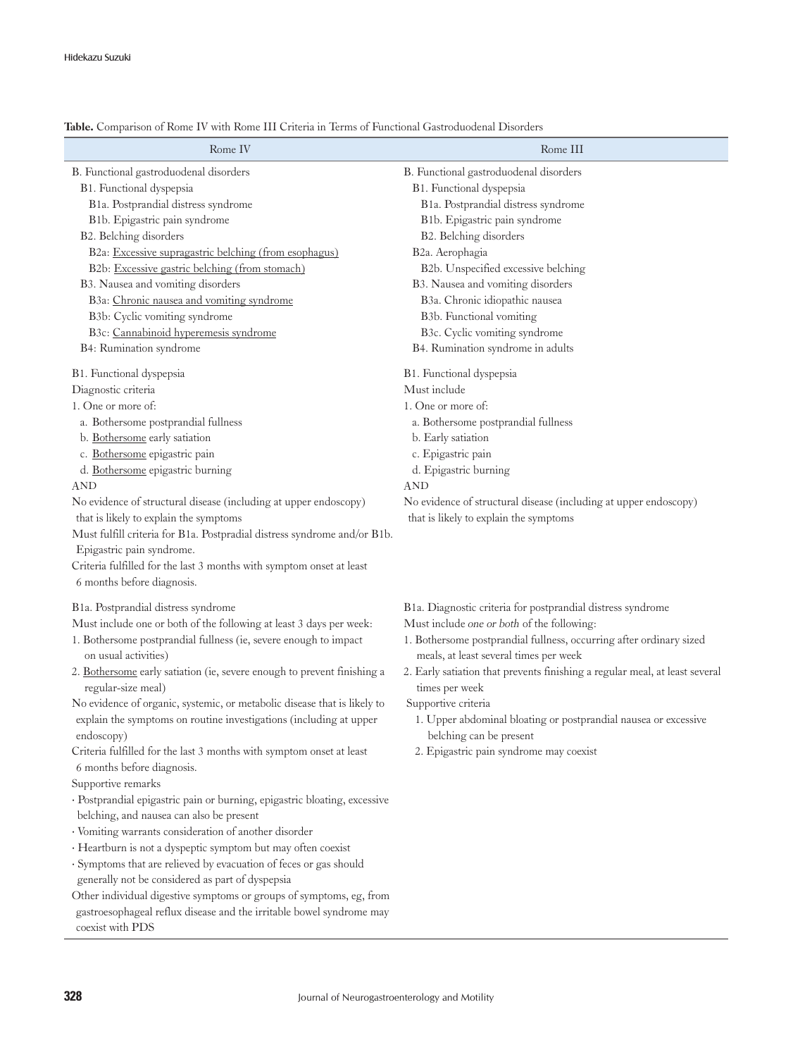**Table.** Comparison of Rome IV with Rome III Criteria in Terms of Functional Gastroduodenal Disorders

| Rome IV | Rome III |
|---|---|
| B. Functional gastroduodenal disorders<br>B1. Functional dyspepsia<br>B1a. Postprandial distress syndrome<br>B1b. Epigastric pain syndrome<br>B2. Belching disorders<br>B2a: Excessive supragastric belching (from esophagus)<br>B2b: Excessive gastric belching (from stomach)<br>B3. Nausea and vomiting disorders<br>B3a: Chronic nausea and vomiting syndrome<br>B3b: Cyclic vomiting syndrome<br>B3c: Cannabinoid hyperemesis syndrome<br>B4: Rumination syndrome | B. Functional gastroduodenal disorders<br>B1. Functional dyspepsia<br>B1a. Postprandial distress syndrome<br>B1b. Epigastric pain syndrome<br>B2. Belching disorders<br>B2a. Aerophagia<br>B2b. Unspecified excessive belching<br>B3. Nausea and vomiting disorders<br>B3a. Chronic idiopathic nausea<br>B3b. Functional vomiting<br>B3c. Cyclic vomiting syndrome<br>B4. Rumination syndrome in adults |
| B1. Functional dyspepsia<br>Diagnostic criteria<br>1. One or more of:<br>a. Bothersome postprandial fullness<br>b. Bothersome early satiation<br>c. Bothersome epigastric pain<br>d. Bothersome epigastric burning<br>AND<br>No evidence of structural disease (including at upper endoscopy) that is likely to explain the symptoms<br>Must fulfill criteria for B1a. Postpradial distress syndrome and/or B1b. Epigastric pain syndrome.<br>Criteria fulfilled for the last 3 months with symptom onset at least 6 months before diagnosis. | B1. Functional dyspepsia<br>Must include<br>1. One or more of:<br>a. Bothersome postprandial fullness<br>b. Early satiation<br>c. Epigastric pain<br>d. Epigastric burning<br>AND<br>No evidence of structural disease (including at upper endoscopy) that is likely to explain the symptoms |
| B1a. Postprandial distress syndrome<br>Must include one or both of the following at least 3 days per week:<br>1. Bothersome postprandial fullness (ie, severe enough to impact on usual activities)<br>2. Bothersome early satiation (ie, severe enough to prevent finishing a regular-size meal)<br>No evidence of organic, systemic, or metabolic disease that is likely to explain the symptoms on routine investigations (including at upper endoscopy)<br>Criteria fulfilled for the last 3 months with symptom onset at least 6 months before diagnosis.<br>Supportive remarks<br>· Postprandial epigastric pain or burning, epigastric bloating, excessive belching, and nausea can also be present<br>· Vomiting warrants consideration of another disorder<br>· Heartburn is not a dyspeptic symptom but may often coexist<br>· Symptoms that are relieved by evacuation of feces or gas should generally not be considered as part of dyspepsia<br>Other individual digestive symptoms or groups of symptoms, eg, from gastroesophageal reflux disease and the irritable bowel syndrome may coexist with PDS | B1a. Diagnostic criteria for postprandial distress syndrome<br>Must include *one or both* of the following:<br>1. Bothersome postprandial fullness, occurring after ordinary sized meals, at least several times per week<br>2. Early satiation that prevents finishing a regular meal, at least several times per week<br>Supportive criteria<br>1. Upper abdominal bloating or postprandial nausea or excessive belching can be present<br>2. Epigastric pain syndrome may coexist |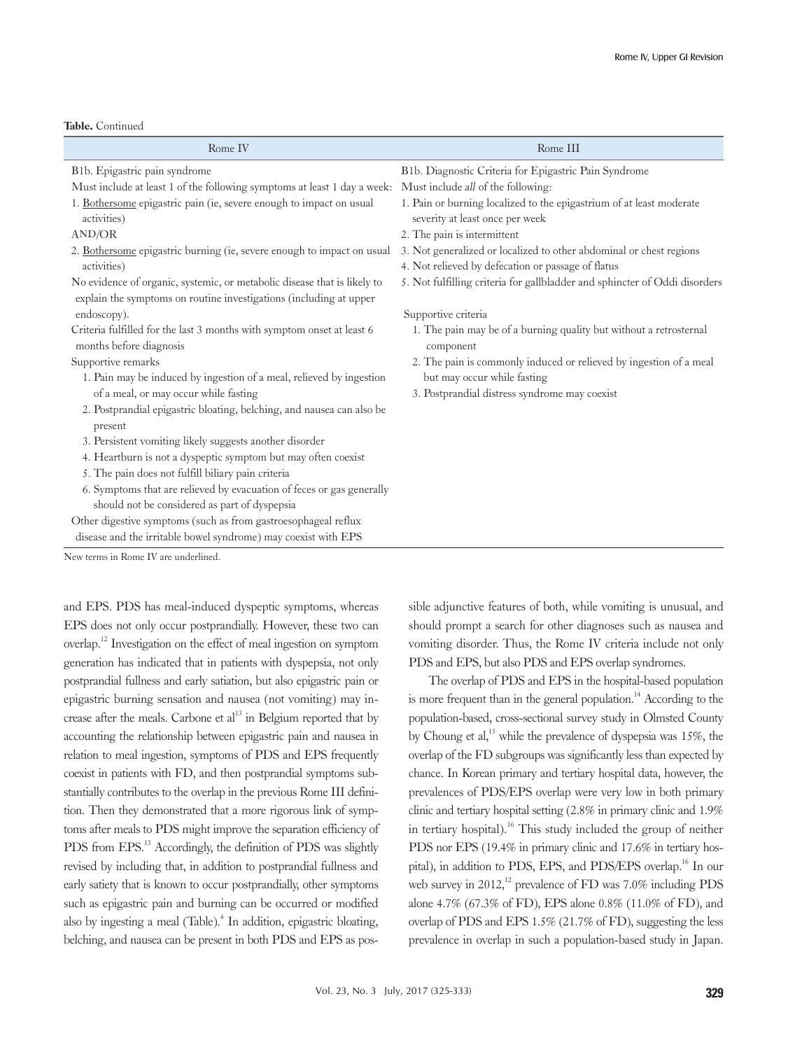**Table.** Continued

| Rome IV | Rome III |
|---|---|
| B1b. Epigastric pain syndrome<br>Must include at least 1 of the following symptoms at least 1 day a week:<br>1. Bothersome epigastric pain (ie, severe enough to impact on usual activities)<br>AND/OR<br>2. Bothersome epigastric burning (ie, severe enough to impact on usual activities)<br>No evidence of organic, systemic, or metabolic disease that is likely to explain the symptoms on routine investigations (including at upper endoscopy).<br>Criteria fulfilled for the last 3 months with symptom onset at least 6 months before diagnosis<br>Supportive remarks<br>1. Pain may be induced by ingestion of a meal, relieved by ingestion of a meal, or may occur while fasting<br>2. Postprandial epigastric bloating, belching, and nausea can also be present<br>3. Persistent vomiting likely suggests another disorder<br>4. Heartburn is not a dyspeptic symptom but may often coexist<br>5. The pain does not fulfill biliary pain criteria<br>6. Symptoms that are relieved by evacuation of feces or gas generally should not be considered as part of dyspepsia<br>Other digestive symptoms (such as from gastroesophageal reflux disease and the irritable bowel syndrome) may coexist with EPS | B1b. Diagnostic Criteria for Epigastric Pain Syndrome<br>Must include *all* of the following:<br>1. Pain or burning localized to the epigastrium of at least moderate severity at least once per week<br>2. The pain is intermittent<br>3. Not generalized or localized to other abdominal or chest regions<br>4. Not relieved by defecation or passage of flatus<br>5. Not fulfilling criteria for gallbladder and sphincter of Oddi disorders<br><br>Supportive criteria<br>1. The pain may be of a burning quality but without a retrosternal component<br>2. The pain is commonly induced or relieved by ingestion of a meal but may occur while fasting<br>3. Postprandial distress syndrome may coexist |

New terms in Rome IV are underlined.

and EPS. PDS has meal-induced dyspeptic symptoms, whereas EPS does not only occur postprandially. However, these two can overlap.[12] Investigation on the effect of meal ingestion on symptom generation has indicated that in patients with dyspepsia, not only postprandial fullness and early satiation, but also epigastric pain or epigastric burning sensation and nausea (not vomiting) may increase after the meals. Carbone et al[13] in Belgium reported that by accounting the relationship between epigastric pain and nausea in relation to meal ingestion, symptoms of PDS and EPS frequently coexist in patients with FD, and then postprandial symptoms substantially contributes to the overlap in the previous Rome III definition. Then they demonstrated that a more rigorous link of symptoms after meals to PDS might improve the separation efficiency of PDS from EPS.[13] Accordingly, the definition of PDS was slightly revised by including that, in addition to postprandial fullness and early satiety that is known to occur postprandially, other symptoms such as epigastric pain and burning can be occurred or modified also by ingesting a meal (Table).[4] In addition, epigastric bloating, belching, and nausea can be present in both PDS and EPS as possible adjunctive features of both, while vomiting is unusual, and should prompt a search for other diagnoses such as nausea and vomiting disorder. Thus, the Rome IV criteria include not only PDS and EPS, but also PDS and EPS overlap syndromes.

The overlap of PDS and EPS in the hospital-based population is more frequent than in the general population.[14] According to the population-based, cross-sectional survey study in Olmsted County by Choung et al,[15] while the prevalence of dyspepsia was 15%, the overlap of the FD subgroups was significantly less than expected by chance. In Korean primary and tertiary hospital data, however, the prevalences of PDS/EPS overlap were very low in both primary clinic and tertiary hospital setting (2.8% in primary clinic and 1.9% in tertiary hospital).[16] This study included the group of neither PDS nor EPS (19.4% in primary clinic and 17.6% in tertiary hospital), in addition to PDS, EPS, and PDS/EPS overlap.[16] In our web survey in 2012,[12] prevalence of FD was 7.0% including PDS alone 4.7% (67.3% of FD), EPS alone 0.8% (11.0% of FD), and overlap of PDS and EPS 1.5% (21.7% of FD), suggesting the less prevalence in overlap in such a population-based study in Japan.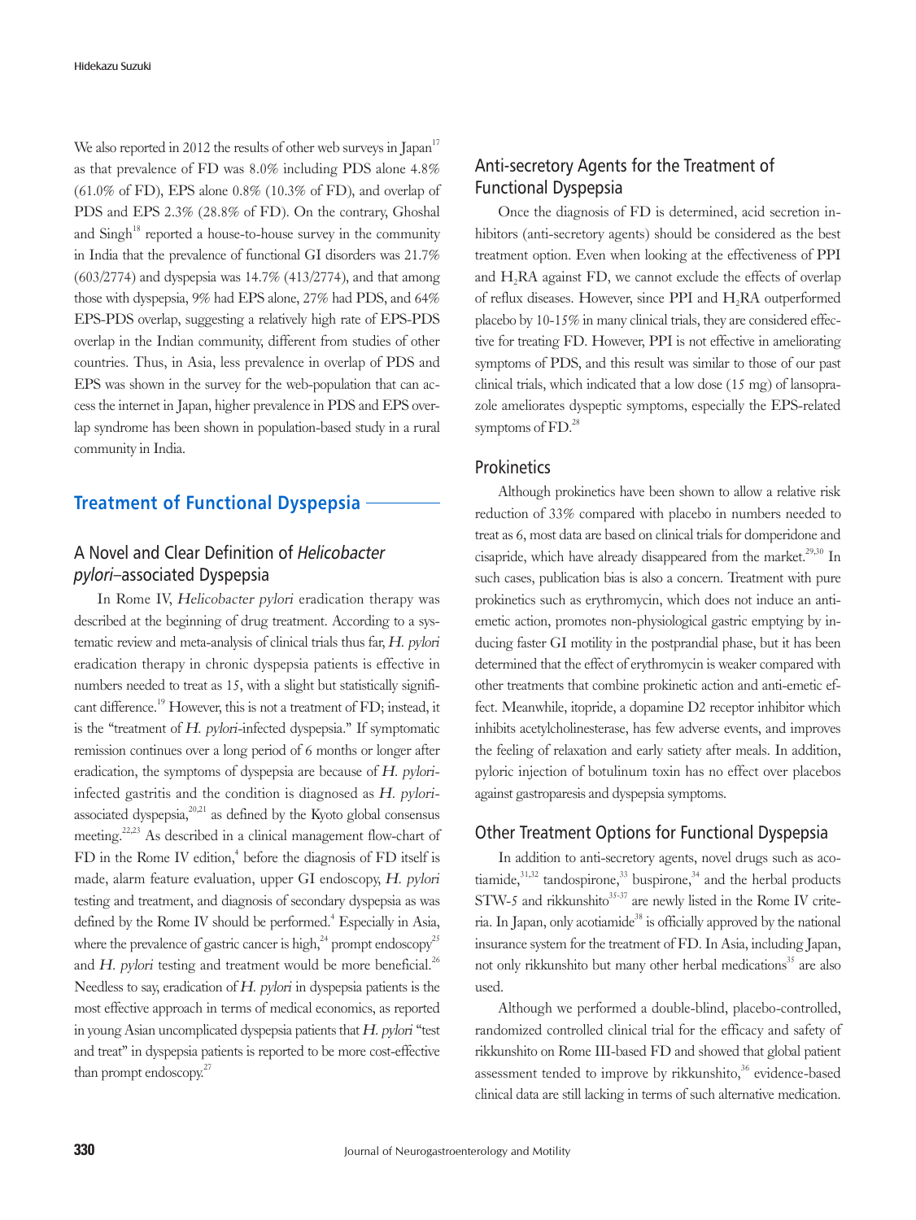We also reported in 2012 the results of other web surveys in Japan[17] as that prevalence of FD was 8.0% including PDS alone 4.8% (61.0% of FD), EPS alone 0.8% (10.3% of FD), and overlap of PDS and EPS 2.3% (28.8% of FD). On the contrary, Ghoshal and Singh[18] reported a house-to-house survey in the community in India that the prevalence of functional GI disorders was 21.7% (603/2774) and dyspepsia was 14.7% (413/2774), and that among those with dyspepsia, 9% had EPS alone, 27% had PDS, and 64% EPS-PDS overlap, suggesting a relatively high rate of EPS-PDS overlap in the Indian community, different from studies of other countries. Thus, in Asia, less prevalence in overlap of PDS and EPS was shown in the survey for the web-population that can access the internet in Japan, higher prevalence in PDS and EPS overlap syndrome has been shown in population-based study in a rural community in India.

## Treatment of Functional Dyspepsia

### A Novel and Clear Definition of *Helicobacter pylori*–associated Dyspepsia

In Rome IV, *Helicobacter pylori* eradication therapy was described at the beginning of drug treatment. According to a systematic review and meta-analysis of clinical trials thus far, *H. pylori* eradication therapy in chronic dyspepsia patients is effective in numbers needed to treat as 15, with a slight but statistically significant difference.[19] However, this is not a treatment of FD; instead, it is the "treatment of *H. pylori*-infected dyspepsia." If symptomatic remission continues over a long period of 6 months or longer after eradication, the symptoms of dyspepsia are because of *H. pylori*-infected gastritis and the condition is diagnosed as *H. pylori*-associated dyspepsia,[20,21] as defined by the Kyoto global consensus meeting.[22,23] As described in a clinical management flow-chart of FD in the Rome IV edition,[4] before the diagnosis of FD itself is made, alarm feature evaluation, upper GI endoscopy, *H. pylori* testing and treatment, and diagnosis of secondary dyspepsia as was defined by the Rome IV should be performed.[4] Especially in Asia, where the prevalence of gastric cancer is high,[24] prompt endoscopy[25] and *H. pylori* testing and treatment would be more beneficial.[26] Needless to say, eradication of *H. pylori* in dyspepsia patients is the most effective approach in terms of medical economics, as reported in young Asian uncomplicated dyspepsia patients that *H. pylori* "test and treat" in dyspepsia patients is reported to be more cost-effective than prompt endoscopy.[27]

### Anti-secretory Agents for the Treatment of Functional Dyspepsia

Once the diagnosis of FD is determined, acid secretion inhibitors (anti-secretory agents) should be considered as the best treatment option. Even when looking at the effectiveness of PPI and $H_2RA$ against FD, we cannot exclude the effects of overlap of reflux diseases. However, since PPI and $H_2RA$ outperformed placebo by 10-15% in many clinical trials, they are considered effective for treating FD. However, PPI is not effective in ameliorating symptoms of PDS, and this result was similar to those of our past clinical trials, which indicated that a low dose (15 mg) of lansoprazole ameliorates dyspeptic symptoms, especially the EPS-related symptoms of FD.[28]

### Prokinetics

Although prokinetics have been shown to allow a relative risk reduction of 33% compared with placebo in numbers needed to treat as 6, most data are based on clinical trials for domperidone and cisapride, which have already disappeared from the market.[29,30] In such cases, publication bias is also a concern. Treatment with pure prokinetics such as erythromycin, which does not induce an anti-emetic action, promotes non-physiological gastric emptying by inducing faster GI motility in the postprandial phase, but it has been determined that the effect of erythromycin is weaker compared with other treatments that combine prokinetic action and anti-emetic effect. Meanwhile, itopride, a dopamine D2 receptor inhibitor which inhibits acetylcholinesterase, has few adverse events, and improves the feeling of relaxation and early satiety after meals. In addition, pyloric injection of botulinum toxin has no effect over placebos against gastroparesis and dyspepsia symptoms.

### Other Treatment Options for Functional Dyspepsia

In addition to anti-secretory agents, novel drugs such as acotiamide,[31,32] tandospirone,[33] buspirone,[34] and the herbal products STW-5 and rikkunshito[35-37] are newly listed in the Rome IV criteria. In Japan, only acotiamide[38] is officially approved by the national insurance system for the treatment of FD. In Asia, including Japan, not only rikkunshito but many other herbal medications[35] are also used.

Although we performed a double-blind, placebo-controlled, randomized controlled clinical trial for the efficacy and safety of rikkunshito on Rome III-based FD and showed that global patient assessment tended to improve by rikkunshito,[36] evidence-based clinical data are still lacking in terms of such alternative medication.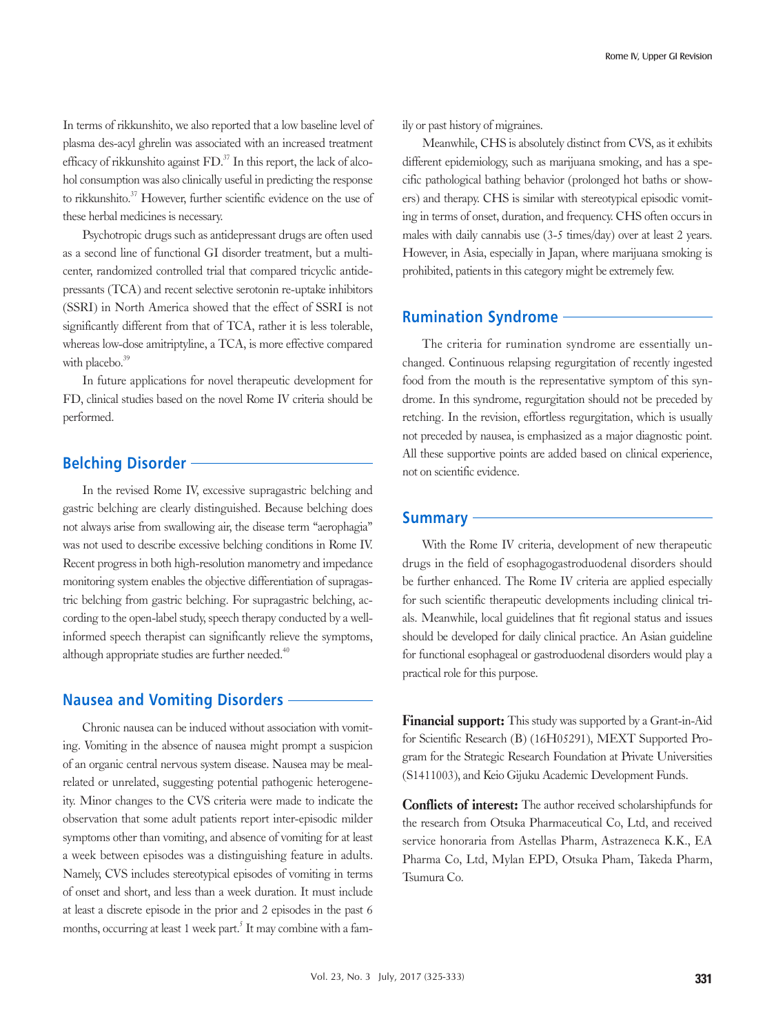In terms of rikkunshito, we also reported that a low baseline level of plasma des-acyl ghrelin was associated with an increased treatment efficacy of rikkunshito against FD.[37] In this report, the lack of alcohol consumption was also clinically useful in predicting the response to rikkunshito.[37] However, further scientific evidence on the use of these herbal medicines is necessary.

Psychotropic drugs such as antidepressant drugs are often used as a second line of functional GI disorder treatment, but a multicenter, randomized controlled trial that compared tricyclic antidepressants (TCA) and recent selective serotonin re-uptake inhibitors (SSRI) in North America showed that the effect of SSRI is not significantly different from that of TCA, rather it is less tolerable, whereas low-dose amitriptyline, a TCA, is more effective compared with placebo.[39]

In future applications for novel therapeutic development for FD, clinical studies based on the novel Rome IV criteria should be performed.

## Belching Disorder

In the revised Rome IV, excessive supragastric belching and gastric belching are clearly distinguished. Because belching does not always arise from swallowing air, the disease term "aerophagia" was not used to describe excessive belching conditions in Rome IV. Recent progress in both high-resolution manometry and impedance monitoring system enables the objective differentiation of supragastric belching from gastric belching. For supragastric belching, according to the open-label study, speech therapy conducted by a well-informed speech therapist can significantly relieve the symptoms, although appropriate studies are further needed.[40]

## Nausea and Vomiting Disorders

Chronic nausea can be induced without association with vomiting. Vomiting in the absence of nausea might prompt a suspicion of an organic central nervous system disease. Nausea may be meal-related or unrelated, suggesting potential pathogenic heterogeneity. Minor changes to the CVS criteria were made to indicate the observation that some adult patients report inter-episodic milder symptoms other than vomiting, and absence of vomiting for at least a week between episodes was a distinguishing feature in adults. Namely, CVS includes stereotypical episodes of vomiting in terms of onset and short, and less than a week duration. It must include at least a discrete episode in the prior and 2 episodes in the past 6 months, occurring at least 1 week part.[5] It may combine with a family or past history of migraines.

Meanwhile, CHS is absolutely distinct from CVS, as it exhibits different epidemiology, such as marijuana smoking, and has a specific pathological bathing behavior (prolonged hot baths or showers) and therapy. CHS is similar with stereotypical episodic vomiting in terms of onset, duration, and frequency. CHS often occurs in males with daily cannabis use (3-5 times/day) over at least 2 years. However, in Asia, especially in Japan, where marijuana smoking is prohibited, patients in this category might be extremely few.

## Rumination Syndrome

The criteria for rumination syndrome are essentially unchanged. Continuous relapsing regurgitation of recently ingested food from the mouth is the representative symptom of this syndrome. In this syndrome, regurgitation should not be preceded by retching. In the revision, effortless regurgitation, which is usually not preceded by nausea, is emphasized as a major diagnostic point. All these supportive points are added based on clinical experience, not on scientific evidence.

## Summary

With the Rome IV criteria, development of new therapeutic drugs in the field of esophagogastroduodenal disorders should be further enhanced. The Rome IV criteria are applied especially for such scientific therapeutic developments including clinical trials. Meanwhile, local guidelines that fit regional status and issues should be developed for daily clinical practice. An Asian guideline for functional esophageal or gastroduodenal disorders would play a practical role for this purpose.

**Financial support:** This study was supported by a Grant-in-Aid for Scientific Research (B) (16H05291), MEXT Supported Program for the Strategic Research Foundation at Private Universities (S1411003), and Keio Gijuku Academic Development Funds.

**Conflicts of interest:** The author received scholarshipfunds for the research from Otsuka Pharmaceutical Co, Ltd, and received service honoraria from Astellas Pharm, Astrazeneca K.K., EA Pharma Co, Ltd, Mylan EPD, Otsuka Pham, Takeda Pharm, Tsumura Co.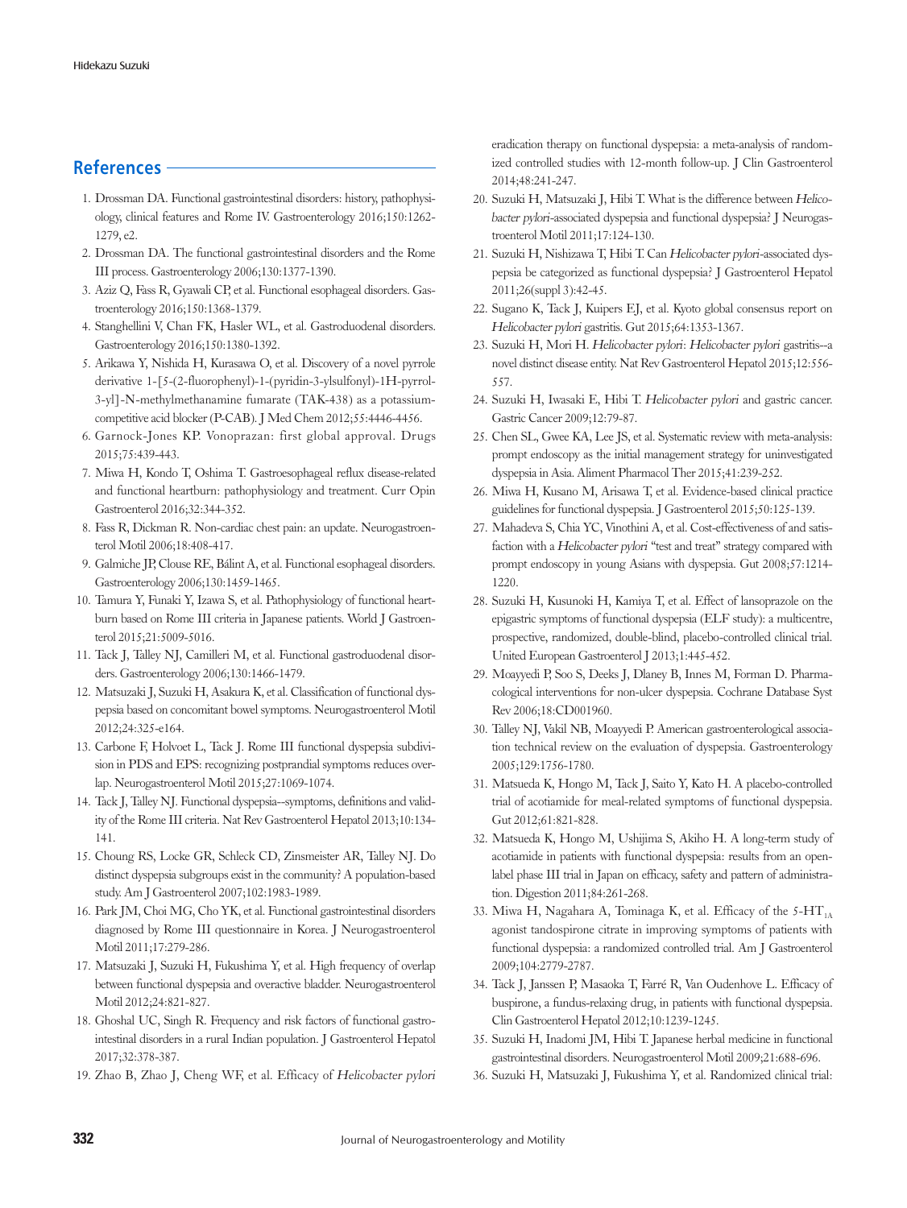## References

1. Drossman DA. Functional gastrointestinal disorders: history, pathophysiology, clinical features and Rome IV. Gastroenterology 2016;150:1262-1279, e2.
2. Drossman DA. The functional gastrointestinal disorders and the Rome III process. Gastroenterology 2006;130:1377-1390.
3. Aziz Q, Fass R, Gyawali CP, et al. Functional esophageal disorders. Gastroenterology 2016;150:1368-1379.
4. Stanghellini V, Chan FK, Hasler WL, et al. Gastroduodenal disorders. Gastroenterology 2016;150:1380-1392.
5. Arikawa Y, Nishida H, Kurasawa O, et al. Discovery of a novel pyrrole derivative 1-[5-(2-fluorophenyl)-1-(pyridin-3-ylsulfonyl)-1H-pyrrol-3-yl]-N-methylmethanamine fumarate (TAK-438) as a potassium-competitive acid blocker (P-CAB). J Med Chem 2012;55:4446-4456.
6. Garnock-Jones KP. Vonoprazan: first global approval. Drugs 2015;75:439-443.
7. Miwa H, Kondo T, Oshima T. Gastroesophageal reflux disease-related and functional heartburn: pathophysiology and treatment. Curr Opin Gastroenterol 2016;32:344-352.
8. Fass R, Dickman R. Non-cardiac chest pain: an update. Neurogastroenterol Motil 2006;18:408-417.
9. Galmiche JP, Clouse RE, Bálint A, et al. Functional esophageal disorders. Gastroenterology 2006;130:1459-1465.
10. Tamura Y, Funaki Y, Izawa S, et al. Pathophysiology of functional heartburn based on Rome III criteria in Japanese patients. World J Gastroenterol 2015;21:5009-5016.
11. Tack J, Talley NJ, Camilleri M, et al. Functional gastroduodenal disorders. Gastroenterology 2006;130:1466-1479.
12. Matsuzaki J, Suzuki H, Asakura K, et al. Classification of functional dyspepsia based on concomitant bowel symptoms. Neurogastroenterol Motil 2012;24:325-e164.
13. Carbone F, Holvoet L, Tack J. Rome III functional dyspepsia subdivision in PDS and EPS: recognizing postprandial symptoms reduces overlap. Neurogastroenterol Motil 2015;27:1069-1074.
14. Tack J, Talley NJ. Functional dyspepsia--symptoms, definitions and validity of the Rome III criteria. Nat Rev Gastroenterol Hepatol 2013;10:134-141.
15. Choung RS, Locke GR, Schleck CD, Zinsmeister AR, Talley NJ. Do distinct dyspepsia subgroups exist in the community? A population-based study. Am J Gastroenterol 2007;102:1983-1989.
16. Park JM, Choi MG, Cho YK, et al. Functional gastrointestinal disorders diagnosed by Rome III questionnaire in Korea. J Neurogastroenterol Motil 2011;17:279-286.
17. Matsuzaki J, Suzuki H, Fukushima Y, et al. High frequency of overlap between functional dyspepsia and overactive bladder. Neurogastroenterol Motil 2012;24:821-827.
18. Ghoshal UC, Singh R. Frequency and risk factors of functional gastrointestinal disorders in a rural Indian population. J Gastroenterol Hepatol 2017;32:378-387.
19. Zhao B, Zhao J, Cheng WF, et al. Efficacy of *Helicobacter pylori* eradication therapy on functional dyspepsia: a meta-analysis of randomized controlled studies with 12-month follow-up. J Clin Gastroenterol 2014;48:241-247.
20. Suzuki H, Matsuzaki J, Hibi T. What is the difference between *Helicobacter pylori*-associated dyspepsia and functional dyspepsia? J Neurogastroenterol Motil 2011;17:124-130.
21. Suzuki H, Nishizawa T, Hibi T. Can *Helicobacter pylori*-associated dyspepsia be categorized as functional dyspepsia? J Gastroenterol Hepatol 2011;26(suppl 3):42-45.
22. Sugano K, Tack J, Kuipers EJ, et al. Kyoto global consensus report on *Helicobacter pylori* gastritis. Gut 2015;64:1353-1367.
23. Suzuki H, Mori H. *Helicobacter pylori*: *Helicobacter pylori* gastritis--a novel distinct disease entity. Nat Rev Gastroenterol Hepatol 2015;12:556-557.
24. Suzuki H, Iwasaki E, Hibi T. *Helicobacter pylori* and gastric cancer. Gastric Cancer 2009;12:79-87.
25. Chen SL, Gwee KA, Lee JS, et al. Systematic review with meta-analysis: prompt endoscopy as the initial management strategy for uninvestigated dyspepsia in Asia. Aliment Pharmacol Ther 2015;41:239-252.
26. Miwa H, Kusano M, Arisawa T, et al. Evidence-based clinical practice guidelines for functional dyspepsia. J Gastroenterol 2015;50:125-139.
27. Mahadeva S, Chia YC, Vinothini A, et al. Cost-effectiveness of and satisfaction with a *Helicobacter pylori* "test and treat" strategy compared with prompt endoscopy in young Asians with dyspepsia. Gut 2008;57:1214-1220.
28. Suzuki H, Kusunoki H, Kamiya T, et al. Effect of lansoprazole on the epigastric symptoms of functional dyspepsia (ELF study): a multicentre, prospective, randomized, double-blind, placebo-controlled clinical trial. United European Gastroenterol J 2013;1:445-452.
29. Moayyedi P, Soo S, Deeks J, Dlaney B, Innes M, Forman D. Pharmacological interventions for non-ulcer dyspepsia. Cochrane Database Syst Rev 2006;18:CD001960.
30. Talley NJ, Vakil NB, Moayyedi P. American gastroenterological association technical review on the evaluation of dyspepsia. Gastroenterology 2005;129:1756-1780.
31. Matsueda K, Hongo M, Tack J, Saito Y, Kato H. A placebo-controlled trial of acotiamide for meal-related symptoms of functional dyspepsia. Gut 2012;61:821-828.
32. Matsueda K, Hongo M, Ushijima S, Akiho H. A long-term study of acotiamide in patients with functional dyspepsia: results from an open-label phase III trial in Japan on efficacy, safety and pattern of administration. Digestion 2011;84:261-268.
33. Miwa H, Nagahara A, Tominaga K, et al. Efficacy of the 5-$HT_{1A}$ agonist tandospirone citrate in improving symptoms of patients with functional dyspepsia: a randomized controlled trial. Am J Gastroenterol 2009;104:2779-2787.
34. Tack J, Janssen P, Masaoka T, Farré R, Van Oudenhove L. Efficacy of buspirone, a fundus-relaxing drug, in patients with functional dyspepsia. Clin Gastroenterol Hepatol 2012;10:1239-1245.
35. Suzuki H, Inadomi JM, Hibi T. Japanese herbal medicine in functional gastrointestinal disorders. Neurogastroenterol Motil 2009;21:688-696.
36. Suzuki H, Matsuzaki J, Fukushima Y, et al. Randomized clinical trial: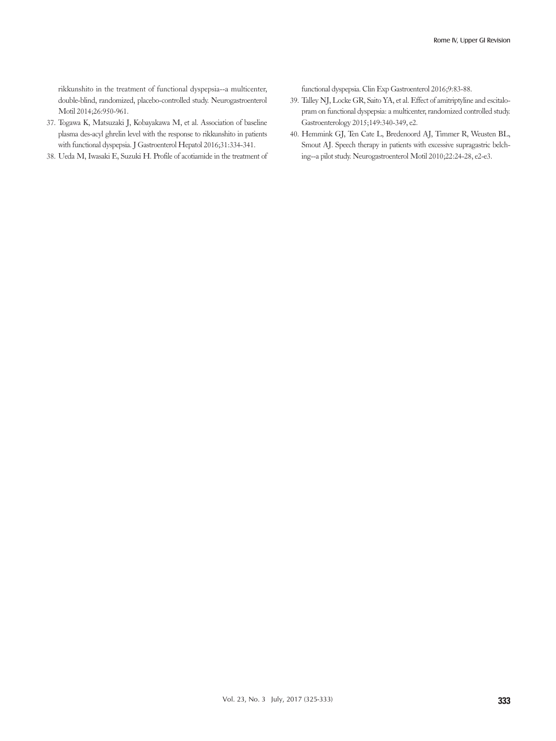rikkunshito in the treatment of functional dyspepsia--a multicenter, double-blind, randomized, placebo-controlled study. Neurogastroenterol Motil 2014;26:950-961.

37. Togawa K, Matsuzaki J, Kobayakawa M, et al. Association of baseline plasma des-acyl ghrelin level with the response to rikkunshito in patients with functional dyspepsia. J Gastroenterol Hepatol 2016;31:334-341.
38. Ueda M, Iwasaki E, Suzuki H. Profile of acotiamide in the treatment of functional dyspepsia. Clin Exp Gastroenterol 2016;9:83-88.
39. Talley NJ, Locke GR, Saito YA, et al. Effect of amitriptyline and escitalopram on functional dyspepsia: a multicenter, randomized controlled study. Gastroenterology 2015;149:340-349, e2.
40. Hemmink GJ, Ten Cate L, Bredenoord AJ, Timmer R, Weusten BL, Smout AJ. Speech therapy in patients with excessive supragastric belching--a pilot study. Neurogastroenterol Motil 2010;22:24-28, e2-e3.